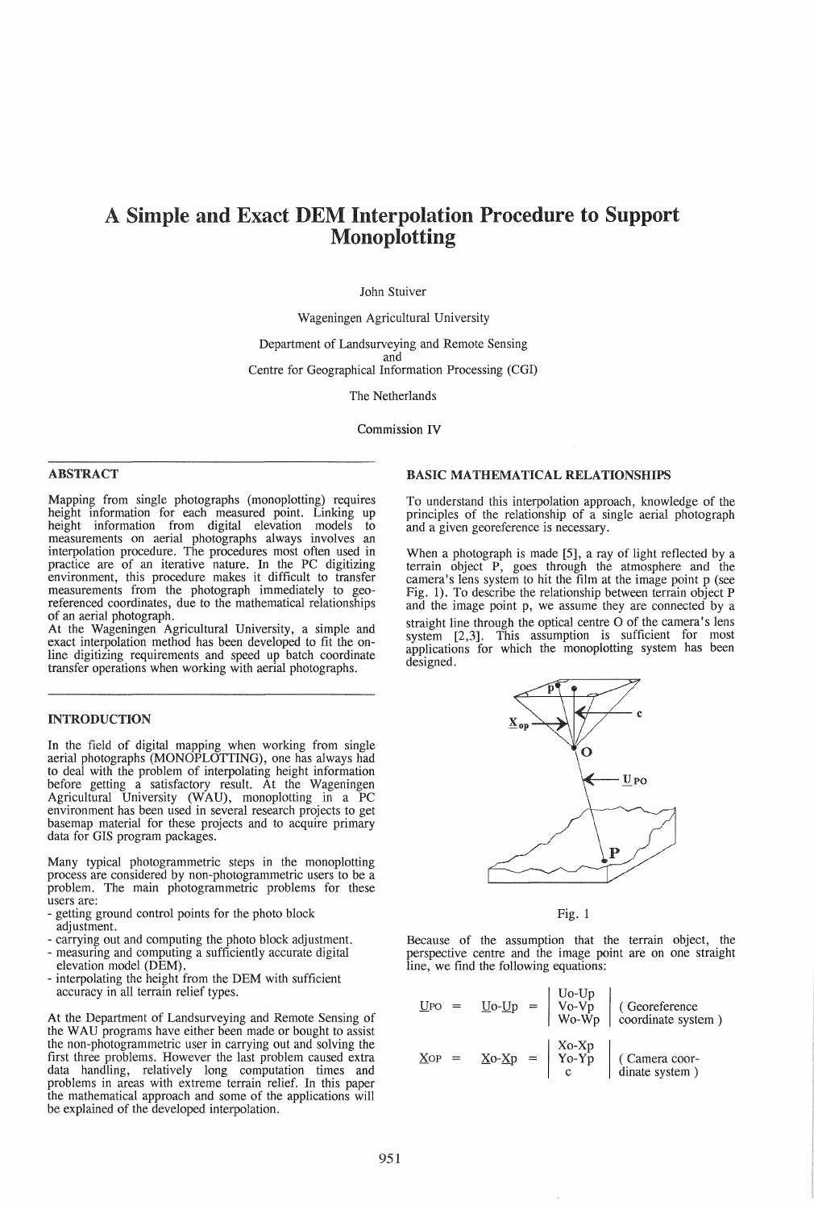# A Simple and Exact DEM Interpolation Procedure to Support Monoplotting

John Stuiver

Wageningen Agricultural University

Department of Landsurveying and Remote Sensing
and
Centre for Geographical Information Processing (CGI)

The Netherlands

Commission IV

## ABSTRACT

Mapping from single photographs (monoplotting) requires height information for each measured point. Linking up height information from digital elevation models to measurements on aerial photographs always involves an interpolation procedure. The procedures most often used in practice are of an iterative nature. In the PC digitizing environment, this procedure makes it difficult to transfer measurements from the photograph immediately to geo-referenced coordinates, due to the mathematical relationships of an aerial photograph.

At the Wageningen Agricultural University, a simple and exact interpolation method has been developed to fit the on-line digitizing requirements and speed up batch coordinate transfer operations when working with aerial photographs.

## INTRODUCTION

In the field of digital mapping when working from single aerial photographs (MONOPLOTTING), one has always had to deal with the problem of interpolating height information before getting a satisfactory result. At the Wageningen Agricultural University (WAU), monoplotting in a PC environment has been used in several research projects to get basemap material for these projects and to acquire primary data for GIS program packages.

Many typical photogrammetric steps in the monoplotting process are considered by non-photogrammetric users to be a problem. The main photogrammetric problems for these users are:

- getting ground control points for the photo block adjustment.
- carrying out and computing the photo block adjustment.
- measuring and computing a sufficiently accurate digital elevation model (DEM).
- interpolating the height from the DEM with sufficient accuracy in all terrain relief types.

At the Department of Landsurveying and Remote Sensing of the WAU programs have either been made or bought to assist the non-photogrammetric user in carrying out and solving the first three problems. However the last problem caused extra data handling, relatively long computation times and problems in areas with extreme terrain relief. In this paper the mathematical approach and some of the applications will be explained of the developed interpolation.

## BASIC MATHEMATICAL RELATIONSHIPS

To understand this interpolation approach, knowledge of the principles of the relationship of a single aerial photograph and a given georeference is necessary.

When a photograph is made [5], a ray of light reflected by a terrain object P, goes through the atmosphere and the camera's lens system to hit the film at the image point p (see Fig. 1). To describe the relationship between terrain object P and the image point p, we assume they are connected by a straight line through the optical centre O of the camera's lens system [2,3]. This assumption is sufficient for most applications for which the monoplotting system has been designed.

Fig. 1

Because of the assumption that the terrain object, the perspective centre and the image point are on one straight line, we find the following equations:

$$\underline{U}_{PO} = \underline{U}o - \underline{U}p = \begin{vmatrix} Uo-Up \\ Vo-Vp \\ Wo-Wp \end{vmatrix} \quad \text{( Georeference coordinate system )}$$

$$\underline{X}_{OP} = \underline{X}o - \underline{X}p = \begin{vmatrix} Xo-Xp \\ Yo-Yp \\ c \end{vmatrix} \quad \text{( Camera coordinate system )}$$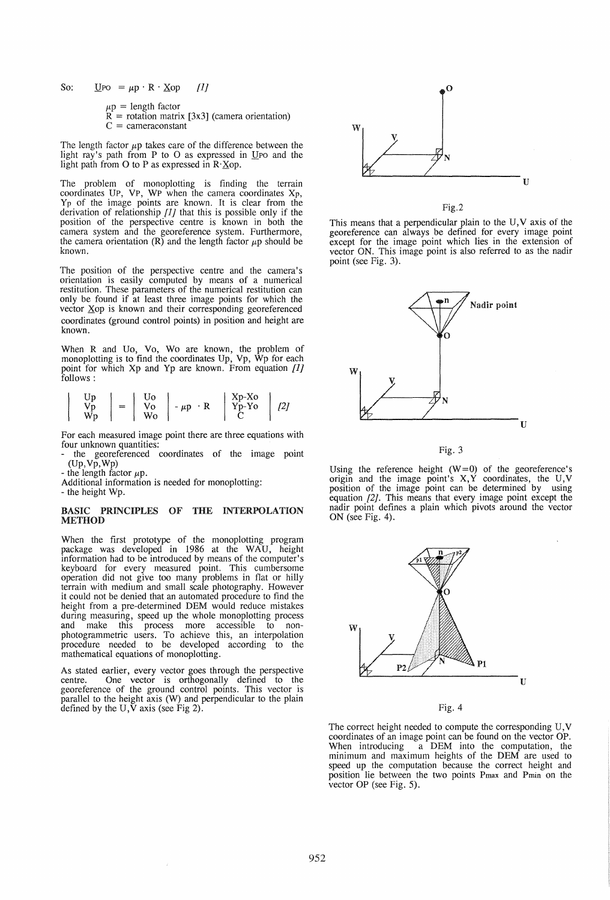So: $\underline{U}_{PO} = \mu p \cdot R \cdot \underline{X}op$ *[1]*

$\mu p$ = length factor
R = rotation matrix [3x3] (camera orientation)
C = cameraconstant

The length factor $\mu p$ takes care of the difference between the light ray's path from P to O as expressed in $\underline{U}_{PO}$ and the light path from O to P as expressed in $R \cdot \underline{X}op$.

The problem of monoplotting is finding the terrain coordinates $U_P$, $V_P$, $W_P$ when the camera coordinates $X_P$, $Y_P$ of the image points are known. It is clear from the derivation of relationship *[1]* that this is possible only if the position of the perspective centre is known in both the camera system and the georeference system. Furthermore, the camera orientation (R) and the length factor $\mu p$ should be known.

The position of the perspective centre and the camera's orientation is easily computed by means of a numerical restitution. These parameters of the numerical restitution can only be found if at least three image points for which the vector $\underline{X}op$ is known and their corresponding georeferenced coordinates (ground control points) in position and height are known.

When R and Uo, Vo, Wo are known, the problem of monoplotting is to find the coordinates Up, Vp, Wp for each point for which Xp and Yp are known. From equation *[1]* follows :

$$\begin{vmatrix} Up \\ Vp \\ Wp \end{vmatrix} = \begin{vmatrix} Uo \\ Vo \\ Wo \end{vmatrix} - \mu p \cdot R \begin{vmatrix} Xp-Xo \\ Yp-Yo \\ C \end{vmatrix} \quad [2]$$

For each measured image point there are three equations with four unknown quantities:
- the georeferenced coordinates of the image point (Up,Vp,Wp)
- the length factor $\mu p$.

Additional information is needed for monoplotting:
- the height Wp.

## BASIC PRINCIPLES OF THE INTERPOLATION METHOD

When the first prototype of the monoplotting program package was developed in 1986 at the WAU, height information had to be introduced by means of the computer's keyboard for every measured point. This cumbersome operation did not give too many problems in flat or hilly terrain with medium and small scale photography. However it could not be denied that an automated procedure to find the height from a pre-determined DEM would reduce mistakes during measuring, speed up the whole monoplotting process and make this process more accessible to non-photogrammetric users. To achieve this, an interpolation procedure needed to be developed according to the mathematical equations of monoplotting.

As stated earlier, every vector goes through the perspective centre. One vector is orthogonally defined to the georeference of the ground control points. This vector is parallel to the height axis (W) and perpendicular to the plain defined by the U,V axis (see Fig 2).

Fig.2

This means that a perpendicular plain to the U,V axis of the georeference can always be defined for every image point except for the image point which lies in the extension of vector ON. This image point is also referred to as the nadir point (see Fig. 3).

Fig. 3

Using the reference height (W=0) of the georeference's origin and the image point's X,Y coordinates, the U,V position of the image point can be determined by using equation *[2]*. This means that every image point except the nadir point defines a plain which pivots around the vector ON (see Fig. 4).

Fig. 4

The correct height needed to compute the corresponding U,V coordinates of an image point can be found on the vector OP. When introducing a DEM into the computation, the minimum and maximum heights of the DEM are used to speed up the computation because the correct height and position lie between the two points $P_{max}$ and $P_{min}$ on the vector OP (see Fig. 5).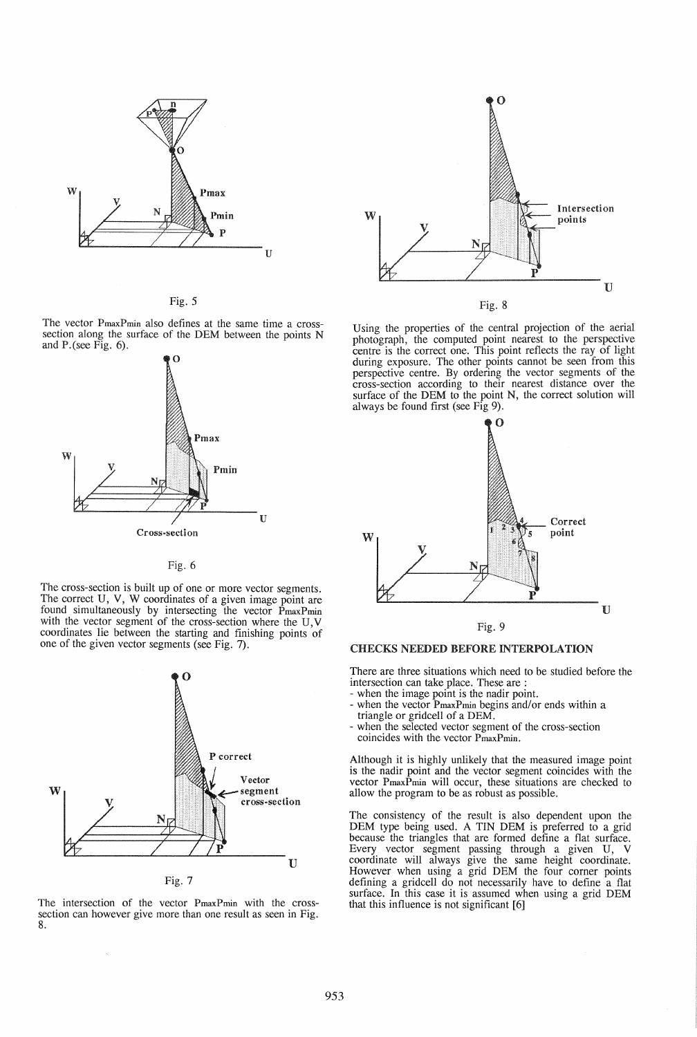Fig. 5

The vector $P_{max}P_{min}$ also defines at the same time a cross-section along the surface of the DEM between the points N and P.(see Fig. 6).

Fig. 6

The cross-section is built up of one or more vector segments. The correct U, V, W coordinates of a given image point are found simultaneously by intersecting the vector $P_{max}P_{min}$ with the vector segment of the cross-section where the U,V coordinates lie between the starting and finishing points of one of the given vector segments (see Fig. 7).

Fig. 7

The intersection of the vector $P_{max}P_{min}$ with the cross-section can however give more than one result as seen in Fig. 8.

Fig. 8

Using the properties of the central projection of the aerial photograph, the computed point nearest to the perspective centre is the correct one. This point reflects the ray of light during exposure. The other points cannot be seen from this perspective centre. By ordering the vector segments of the cross-section according to their nearest distance over the surface of the DEM to the point N, the correct solution will always be found first (see Fig 9).

Fig. 9

## CHECKS NEEDED BEFORE INTERPOLATION

There are three situations which need to be studied before the intersection can take place. These are :

- when the image point is the nadir point.
- when the vector $P_{max}P_{min}$ begins and/or ends within a triangle or gridcell of a DEM.
- when the selected vector segment of the cross-section coincides with the vector $P_{max}P_{min}$.

Although it is highly unlikely that the measured image point is the nadir point and the vector segment coincides with the vector $P_{max}P_{min}$ will occur, these situations are checked to allow the program to be as robust as possible.

The consistency of the result is also dependent upon the DEM type being used. A TIN DEM is preferred to a grid because the triangles that are formed define a flat surface. Every vector segment passing through a given U, V coordinate will always give the same height coordinate. However when using a grid DEM the four corner points defining a gridcell do not necessarily have to define a flat surface. In this case it is assumed when using a grid DEM that this influence is not significant [6]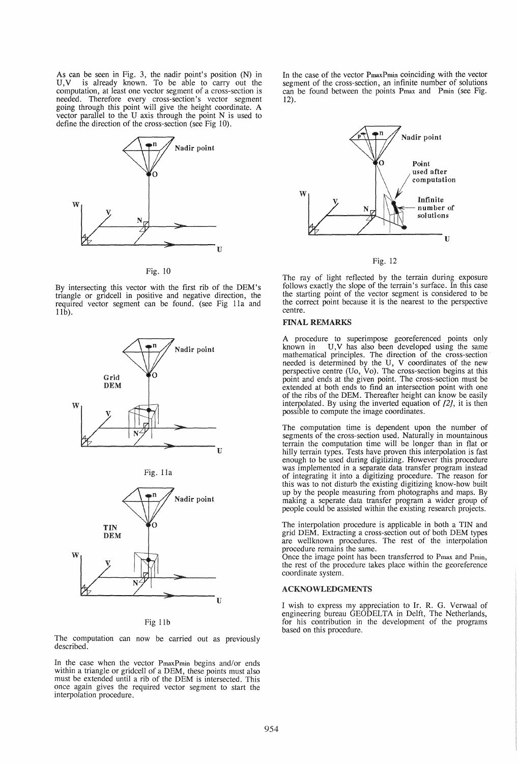As can be seen in Fig. 3, the nadir point's position (N) in U,V is already known. To be able to carry out the computation, at least one vector segment of a cross-section is needed. Therefore every cross-section's vector segment going through this point will give the height coordinate. A vector parallel to the U axis through the point N is used to define the direction of the cross-section (see Fig 10).

Fig. 10

By intersecting this vector with the first rib of the DEM's triangle or gridcell in positive and negative direction, the required vector segment can be found. (see Fig 11a and 11b).

Fig. 11a

Fig 11b

The computation can now be carried out as previously described.

In the case when the vector $P_{max}P_{min}$ begins and/or ends within a triangle or gridcell of a DEM, these points must also must be extended until a rib of the DEM is intersected. This once again gives the required vector segment to start the interpolation procedure.

In the case of the vector $P_{max}P_{min}$ coinciding with the vector segment of the cross-section, an infinite number of solutions can be found between the points $P_{max}$ and $P_{min}$ (see Fig. 12).

Fig. 12

The ray of light reflected by the terrain during exposure follows exactly the slope of the terrain's surface. In this case the starting point of the vector segment is considered to be the correct point because it is the nearest to the perspective centre.

## FINAL REMARKS

A procedure to superimpose georeferenced points only known in U,V has also been developed using the same mathematical principles. The direction of the cross-section needed is determined by the U, V coordinates of the new perspective centre (Uo, Vo). The cross-section begins at this point and ends at the given point. The cross-section must be extended at both ends to find an intersection point with one of the ribs of the DEM. Thereafter height can know be easily interpolated. By using the inverted equation of *[2]*, it is then possible to compute the image coordinates.

The computation time is dependent upon the number of segments of the cross-section used. Naturally in mountainous terrain the computation time will be longer than in flat or hilly terrain types. Tests have proven this interpolation is fast enough to be used during digitizing. However this procedure was implemented in a separate data transfer program instead of integrating it into a digitizing procedure. The reason for this was to not disturb the existing digitizing know-how built up by the people measuring from photographs and maps. By making a seperate data transfer program a wider group of people could be assisted within the existing research projects.

The interpolation procedure is applicable in both a TIN and grid DEM. Extracting a cross-section out of both DEM types are wellknown procedures. The rest of the interpolation procedure remains the same.
Once the image point has been transferred to $P_{max}$ and $P_{min}$, the rest of the procedure takes place within the georeference coordinate system.

## ACKNOWLEDGMENTS

I wish to express my appreciation to Ir. R. G. Verwaal of engineering bureau GEODELTA in Delft, The Netherlands, for his contribution in the development of the programs based on this procedure.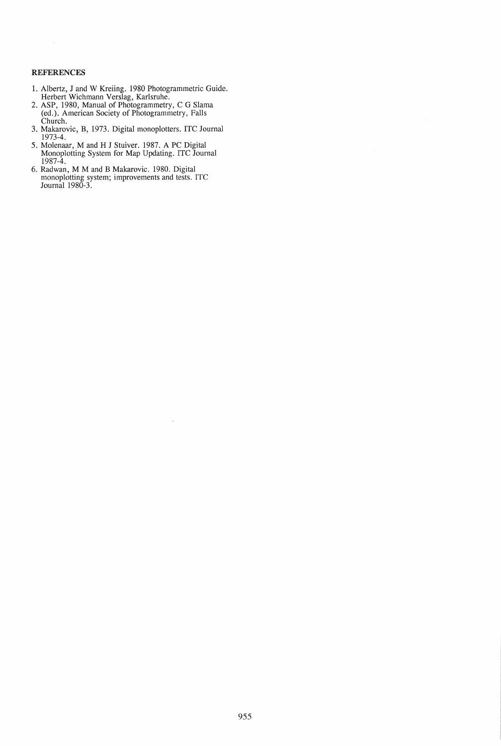## REFERENCES

1. Albertz, J and W Kreiing. 1980 Photogrammetric Guide. Herbert Wichmann Verslag, Karlsruhe.
2. ASP, 1980, Manual of Photogrammetry, C G Slama (ed.). American Society of Photogrammetry, Falls Church.
3. Makarovic, B, 1973. Digital monoplotters. ITC Journal 1973-4.
5. Molenaar, M and H J Stuiver. 1987. A PC Digital Monoplotting System for Map Updating. ITC Journal 1987-4.
6. Radwan, M M and B Makarovic. 1980. Digital monoplotting system; improvements and tests. ITC Journal 1980-3.